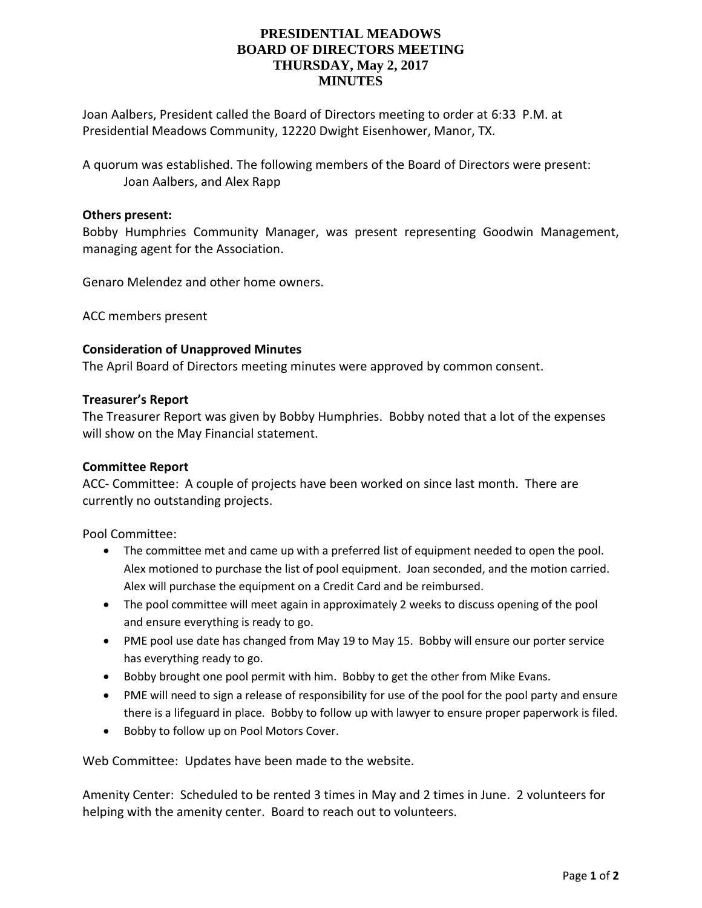# PRESIDENTIAL MEADOWS
# BOARD OF DIRECTORS MEETING
# THURSDAY, May 2, 2017
# MINUTES

Joan Aalbers, President called the Board of Directors meeting to order at 6:33 P.M. at Presidential Meadows Community, 12220 Dwight Eisenhower, Manor, TX.

A quorum was established. The following members of the Board of Directors were present:
Joan Aalbers, and Alex Rapp

**Others present:**
Bobby Humphries Community Manager, was present representing Goodwin Management, managing agent for the Association.

Genaro Melendez and other home owners.

ACC members present

**Consideration of Unapproved Minutes**
The April Board of Directors meeting minutes were approved by common consent.

**Treasurer's Report**
The Treasurer Report was given by Bobby Humphries. Bobby noted that a lot of the expenses will show on the May Financial statement.

**Committee Report**
ACC- Committee: A couple of projects have been worked on since last month. There are currently no outstanding projects.

Pool Committee:

- The committee met and came up with a preferred list of equipment needed to open the pool. Alex motioned to purchase the list of pool equipment. Joan seconded, and the motion carried. Alex will purchase the equipment on a Credit Card and be reimbursed.
- The pool committee will meet again in approximately 2 weeks to discuss opening of the pool and ensure everything is ready to go.
- PME pool use date has changed from May 19 to May 15. Bobby will ensure our porter service has everything ready to go.
- Bobby brought one pool permit with him. Bobby to get the other from Mike Evans.
- PME will need to sign a release of responsibility for use of the pool for the pool party and ensure there is a lifeguard in place. Bobby to follow up with lawyer to ensure proper paperwork is filed.
- Bobby to follow up on Pool Motors Cover.

Web Committee: Updates have been made to the website.

Amenity Center: Scheduled to be rented 3 times in May and 2 times in June. 2 volunteers for helping with the amenity center. Board to reach out to volunteers.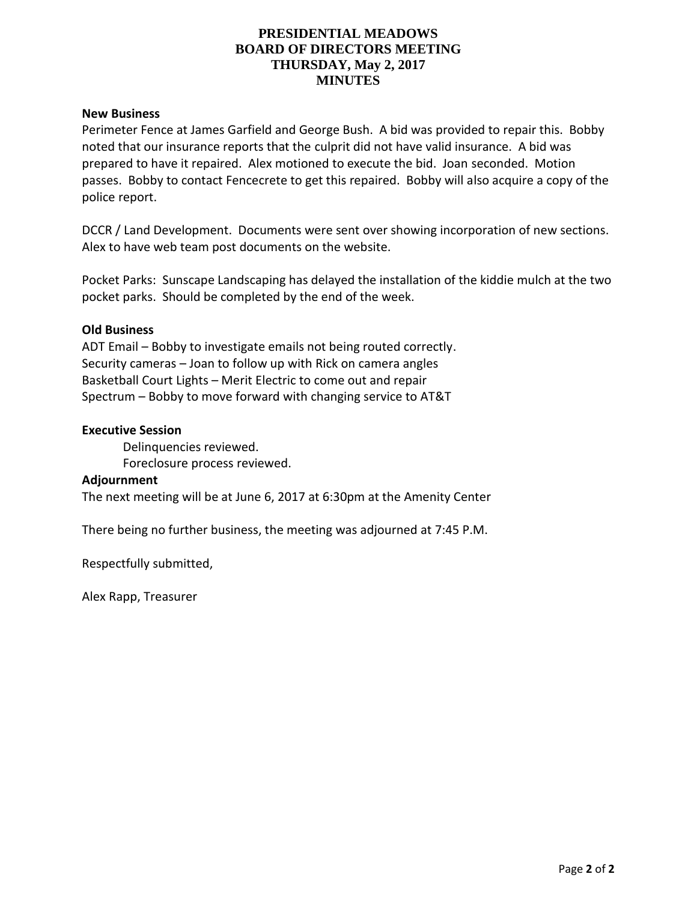**PRESIDENTIAL MEADOWS**
**BOARD OF DIRECTORS MEETING**
**THURSDAY, May 2, 2017**
**MINUTES**

**New Business**

Perimeter Fence at James Garfield and George Bush. A bid was provided to repair this. Bobby noted that our insurance reports that the culprit did not have valid insurance. A bid was prepared to have it repaired. Alex motioned to execute the bid. Joan seconded. Motion passes. Bobby to contact Fencecrete to get this repaired. Bobby will also acquire a copy of the police report.

DCCR / Land Development. Documents were sent over showing incorporation of new sections. Alex to have web team post documents on the website.

Pocket Parks: Sunscape Landscaping has delayed the installation of the kiddie mulch at the two pocket parks. Should be completed by the end of the week.

**Old Business**

ADT Email – Bobby to investigate emails not being routed correctly.
Security cameras – Joan to follow up with Rick on camera angles
Basketball Court Lights – Merit Electric to come out and repair
Spectrum – Bobby to move forward with changing service to AT&T

**Executive Session**

Delinquencies reviewed.
Foreclosure process reviewed.

**Adjournment**

The next meeting will be at June 6, 2017 at 6:30pm at the Amenity Center

There being no further business, the meeting was adjourned at 7:45 P.M.

Respectfully submitted,

Alex Rapp, Treasurer